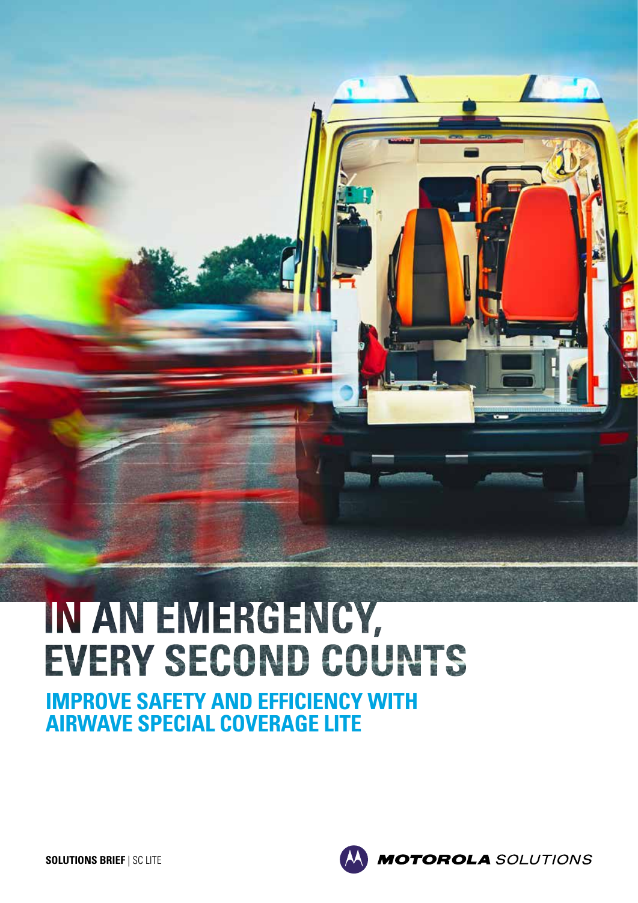# IN AN EMERGENCY, EVERY SECOND COUNTS

## IMPROVE SAFETY AND EFFICIENCY WITH AIRWAVE SPECIAL COVERAGE LITE

**SOLUTIONS BRIEF** | SC LITE

MOTOROLA SOLUTIONS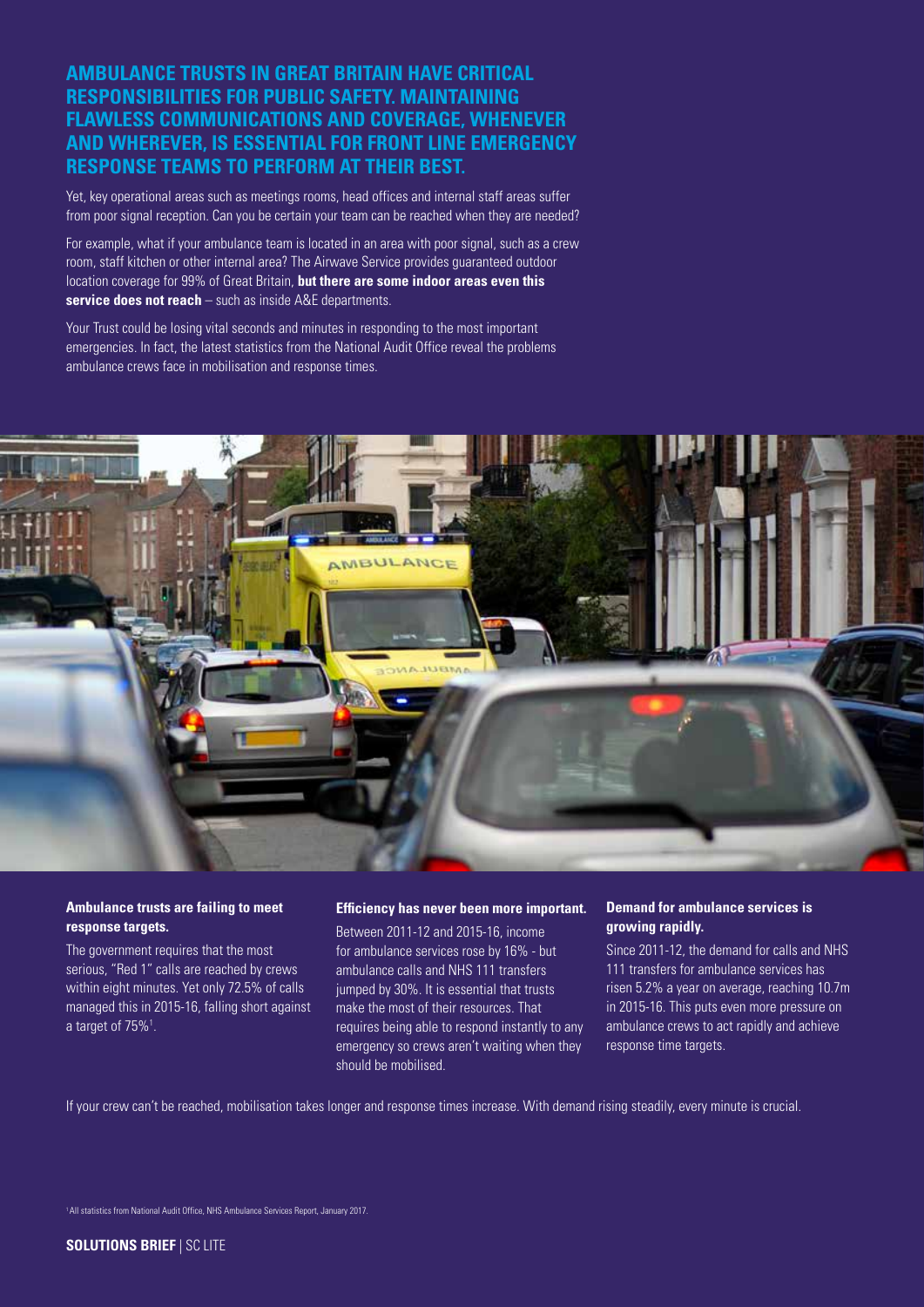## AMBULANCE TRUSTS IN GREAT BRITAIN HAVE CRITICAL RESPONSIBILITIES FOR PUBLIC SAFETY. MAINTAINING FLAWLESS COMMUNICATIONS AND COVERAGE, WHENEVER AND WHEREVER, IS ESSENTIAL FOR FRONT LINE EMERGENCY RESPONSE TEAMS TO PERFORM AT THEIR BEST.

Yet, key operational areas such as meetings rooms, head offices and internal staff areas suffer from poor signal reception. Can you be certain your team can be reached when they are needed?

For example, what if your ambulance team is located in an area with poor signal, such as a crew room, staff kitchen or other internal area? The Airwave Service provides guaranteed outdoor location coverage for 99% of Great Britain, **but there are some indoor areas even this service does not reach** – such as inside A&E departments.

Your Trust could be losing vital seconds and minutes in responding to the most important emergencies. In fact, the latest statistics from the National Audit Office reveal the problems ambulance crews face in mobilisation and response times.

### Ambulance trusts are failing to meet response targets.

The government requires that the most serious, "Red 1" calls are reached by crews within eight minutes. Yet only 72.5% of calls managed this in 2015-16, falling short against a target of 75%[1].

### Efficiency has never been more important.

Between 2011-12 and 2015-16, income for ambulance services rose by 16% - but ambulance calls and NHS 111 transfers jumped by 30%. It is essential that trusts make the most of their resources. That requires being able to respond instantly to any emergency so crews aren't waiting when they should be mobilised.

### Demand for ambulance services is growing rapidly.

Since 2011-12, the demand for calls and NHS 111 transfers for ambulance services has risen 5.2% a year on average, reaching 10.7m in 2015-16. This puts even more pressure on ambulance crews to act rapidly and achieve response time targets.

If your crew can't be reached, mobilisation takes longer and response times increase. With demand rising steadily, every minute is crucial.

[1] All statistics from National Audit Office, NHS Ambulance Services Report, January 2017.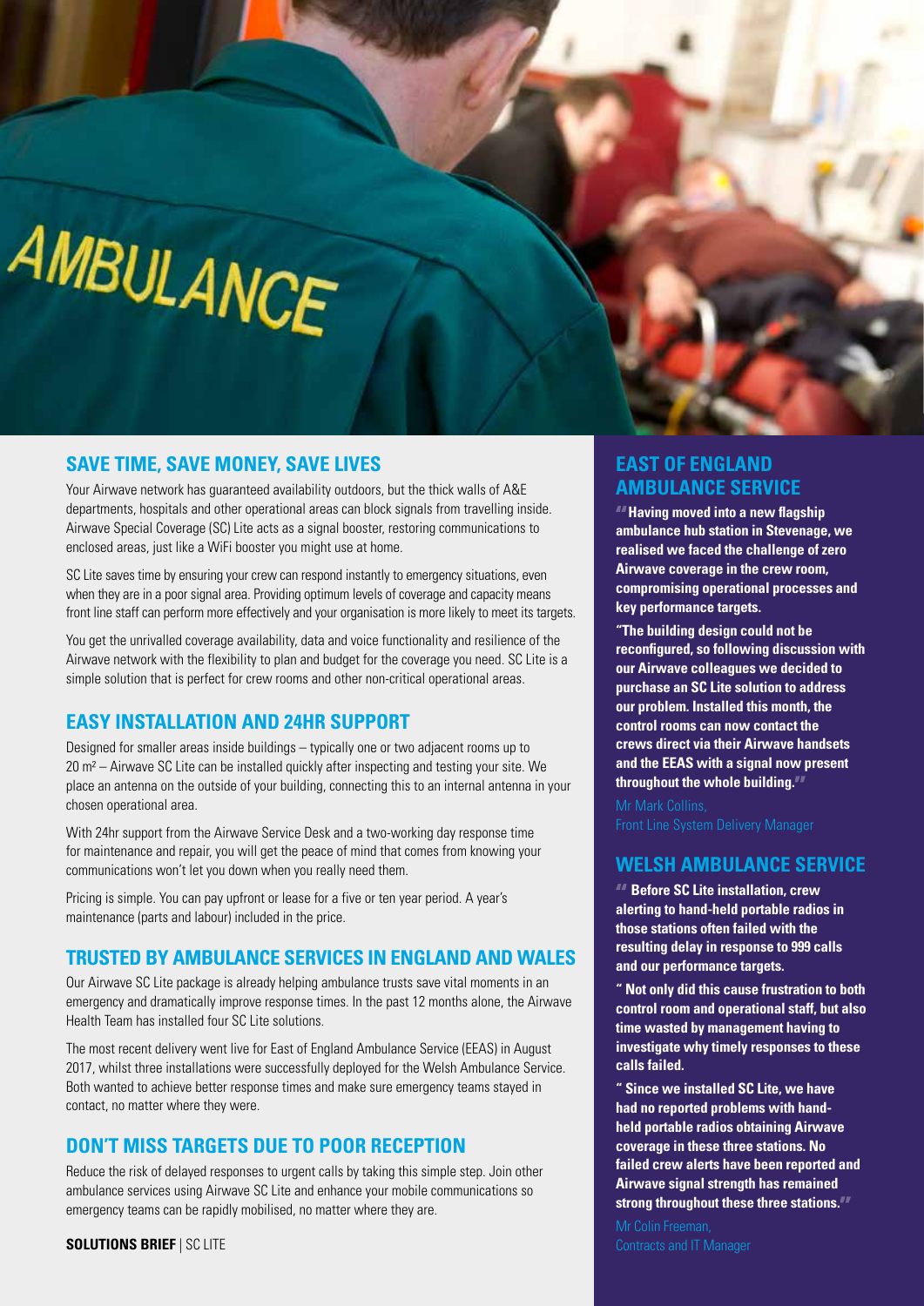## SAVE TIME, SAVE MONEY, SAVE LIVES

Your Airwave network has guaranteed availability outdoors, but the thick walls of A&E departments, hospitals and other operational areas can block signals from travelling inside. Airwave Special Coverage (SC) Lite acts as a signal booster, restoring communications to enclosed areas, just like a WiFi booster you might use at home.

SC Lite saves time by ensuring your crew can respond instantly to emergency situations, even when they are in a poor signal area. Providing optimum levels of coverage and capacity means front line staff can perform more effectively and your organisation is more likely to meet its targets.

You get the unrivalled coverage availability, data and voice functionality and resilience of the Airwave network with the flexibility to plan and budget for the coverage you need. SC Lite is a simple solution that is perfect for crew rooms and other non-critical operational areas.

## EASY INSTALLATION AND 24HR SUPPORT

Designed for smaller areas inside buildings – typically one or two adjacent rooms up to 20 m² – Airwave SC Lite can be installed quickly after inspecting and testing your site. We place an antenna on the outside of your building, connecting this to an internal antenna in your chosen operational area.

With 24hr support from the Airwave Service Desk and a two-working day response time for maintenance and repair, you will get the peace of mind that comes from knowing your communications won't let you down when you really need them.

Pricing is simple. You can pay upfront or lease for a five or ten year period. A year's maintenance (parts and labour) included in the price.

## TRUSTED BY AMBULANCE SERVICES IN ENGLAND AND WALES

Our Airwave SC Lite package is already helping ambulance trusts save vital moments in an emergency and dramatically improve response times. In the past 12 months alone, the Airwave Health Team has installed four SC Lite solutions.

The most recent delivery went live for East of England Ambulance Service (EEAS) in August 2017, whilst three installations were successfully deployed for the Welsh Ambulance Service. Both wanted to achieve better response times and make sure emergency teams stayed in contact, no matter where they were.

## DON'T MISS TARGETS DUE TO POOR RECEPTION

Reduce the risk of delayed responses to urgent calls by taking this simple step. Join other ambulance services using Airwave SC Lite and enhance your mobile communications so emergency teams can be rapidly mobilised, no matter where they are.

**SOLUTIONS BRIEF** | SC LITE

## EAST OF ENGLAND AMBULANCE SERVICE

**"Having moved into a new flagship ambulance hub station in Stevenage, we realised we faced the challenge of zero Airwave coverage in the crew room, compromising operational processes and key performance targets.**

**"The building design could not be reconfigured, so following discussion with our Airwave colleagues we decided to purchase an SC Lite solution to address our problem. Installed this month, the control rooms can now contact the crews direct via their Airwave handsets and the EEAS with a signal now present throughout the whole building."**

Mr Mark Collins,
Front Line System Delivery Manager

## WELSH AMBULANCE SERVICE

**" Before SC Lite installation, crew alerting to hand-held portable radios in those stations often failed with the resulting delay in response to 999 calls and our performance targets.**

**" Not only did this cause frustration to both control room and operational staff, but also time wasted by management having to investigate why timely responses to these calls failed.**

**" Since we installed SC Lite, we have had no reported problems with hand-held portable radios obtaining Airwave coverage in these three stations. No failed crew alerts have been reported and Airwave signal strength has remained strong throughout these three stations."**

Mr Colin Freeman,
Contracts and IT Manager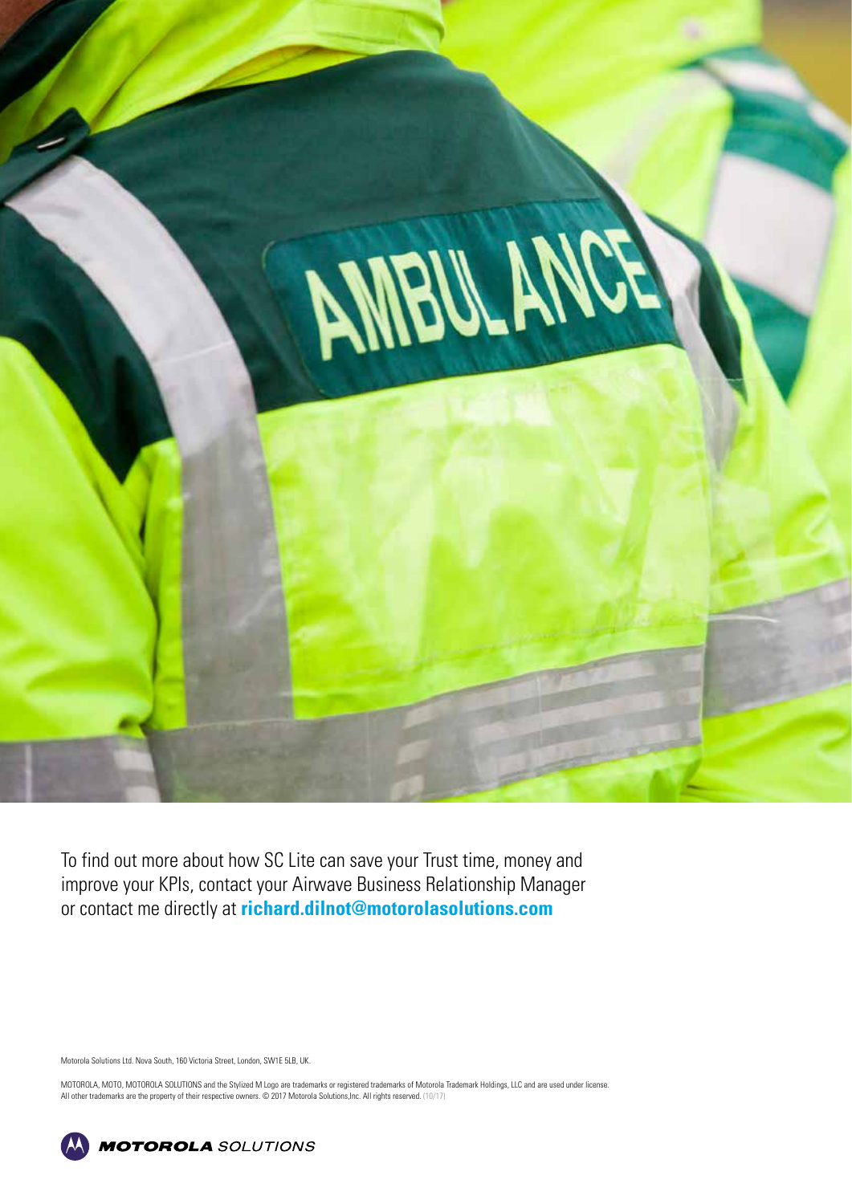To find out more about how SC Lite can save your Trust time, money and improve your KPIs, contact your Airwave Business Relationship Manager or contact me directly at **richard.dilnot@motorolasolutions.com**

Motorola Solutions Ltd. Nova South, 160 Victoria Street, London, SW1E 5LB, UK.

MOTOROLA, MOTO, MOTOROLA SOLUTIONS and the Stylized M Logo are trademarks or registered trademarks of Motorola Trademark Holdings, LLC and are used under license. All other trademarks are the property of their respective owners. © 2017 Motorola Solutions,Inc. All rights reserved. (10/17)

**MOTOROLA** SOLUTIONS